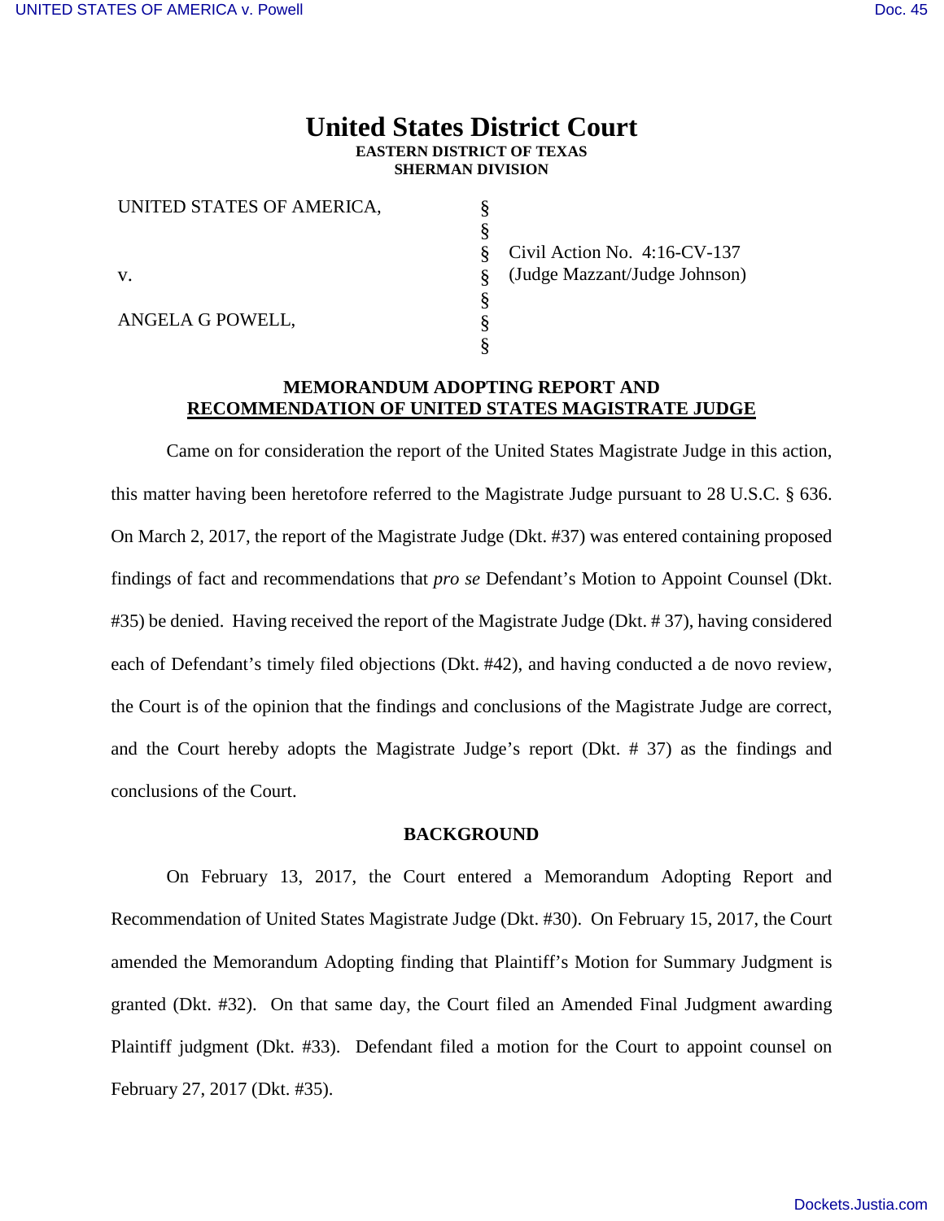# United States District Court

**EASTERN DISTRICT OF TEXAS**
**SHERMAN DIVISION**

| | | |
|---|---|---|
| UNITED STATES OF AMERICA, | § | |
| | § | |
| | § | Civil Action No. 4:16-CV-137 |
| v. | § | (Judge Mazzant/Judge Johnson) |
| | § | |
| ANGELA G POWELL, | § | |
| | § | |

## MEMORANDUM ADOPTING REPORT AND RECOMMENDATION OF UNITED STATES MAGISTRATE JUDGE

Came on for consideration the report of the United States Magistrate Judge in this action, this matter having been heretofore referred to the Magistrate Judge pursuant to 28 U.S.C. § 636. On March 2, 2017, the report of the Magistrate Judge (Dkt. #37) was entered containing proposed findings of fact and recommendations that *pro se* Defendant's Motion to Appoint Counsel (Dkt. #35) be denied. Having received the report of the Magistrate Judge (Dkt. # 37), having considered each of Defendant's timely filed objections (Dkt. #42), and having conducted a de novo review, the Court is of the opinion that the findings and conclusions of the Magistrate Judge are correct, and the Court hereby adopts the Magistrate Judge's report (Dkt. # 37) as the findings and conclusions of the Court.

### BACKGROUND

On February 13, 2017, the Court entered a Memorandum Adopting Report and Recommendation of United States Magistrate Judge (Dkt. #30). On February 15, 2017, the Court amended the Memorandum Adopting finding that Plaintiff's Motion for Summary Judgment is granted (Dkt. #32). On that same day, the Court filed an Amended Final Judgment awarding Plaintiff judgment (Dkt. #33). Defendant filed a motion for the Court to appoint counsel on February 27, 2017 (Dkt. #35).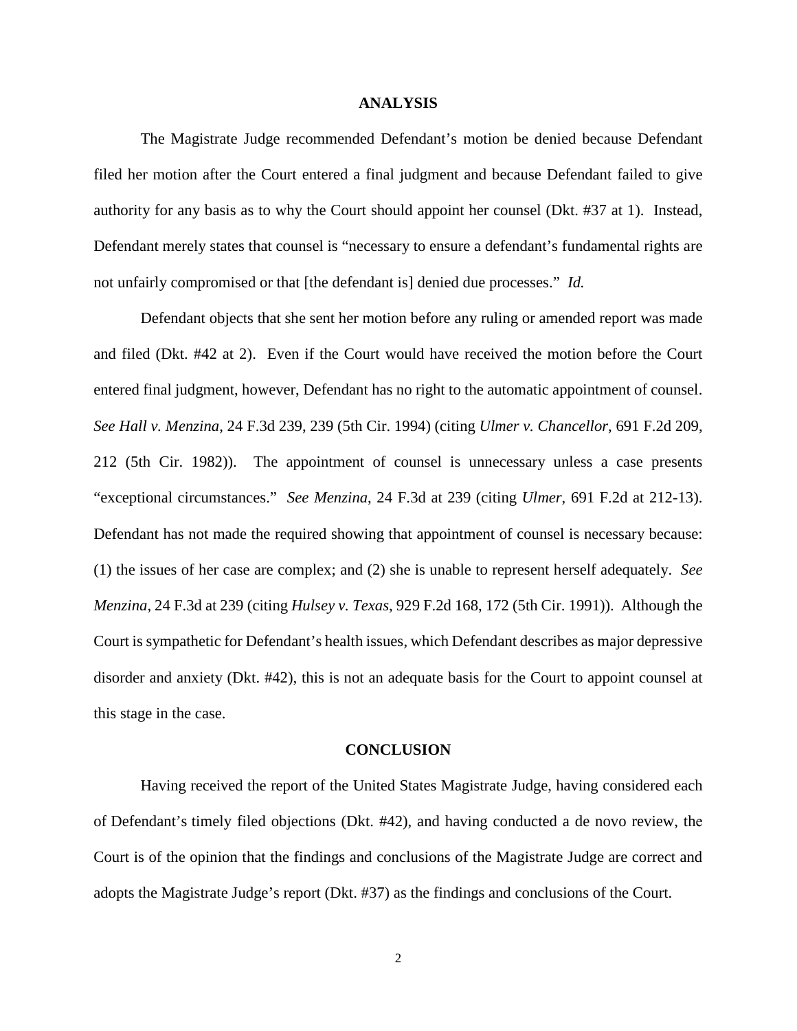## ANALYSIS

The Magistrate Judge recommended Defendant's motion be denied because Defendant filed her motion after the Court entered a final judgment and because Defendant failed to give authority for any basis as to why the Court should appoint her counsel (Dkt. #37 at 1). Instead, Defendant merely states that counsel is "necessary to ensure a defendant's fundamental rights are not unfairly compromised or that [the defendant is] denied due processes." *Id.*

Defendant objects that she sent her motion before any ruling or amended report was made and filed (Dkt. #42 at 2). Even if the Court would have received the motion before the Court entered final judgment, however, Defendant has no right to the automatic appointment of counsel. *See Hall v. Menzina*, 24 F.3d 239, 239 (5th Cir. 1994) (citing *Ulmer v. Chancellor*, 691 F.2d 209, 212 (5th Cir. 1982)). The appointment of counsel is unnecessary unless a case presents "exceptional circumstances." *See Menzina*, 24 F.3d at 239 (citing *Ulmer*, 691 F.2d at 212-13). Defendant has not made the required showing that appointment of counsel is necessary because: (1) the issues of her case are complex; and (2) she is unable to represent herself adequately. *See Menzina*, 24 F.3d at 239 (citing *Hulsey v. Texas*, 929 F.2d 168, 172 (5th Cir. 1991)). Although the Court is sympathetic for Defendant's health issues, which Defendant describes as major depressive disorder and anxiety (Dkt. #42), this is not an adequate basis for the Court to appoint counsel at this stage in the case.

## CONCLUSION

Having received the report of the United States Magistrate Judge, having considered each of Defendant's timely filed objections (Dkt. #42), and having conducted a de novo review, the Court is of the opinion that the findings and conclusions of the Magistrate Judge are correct and adopts the Magistrate Judge's report (Dkt. #37) as the findings and conclusions of the Court.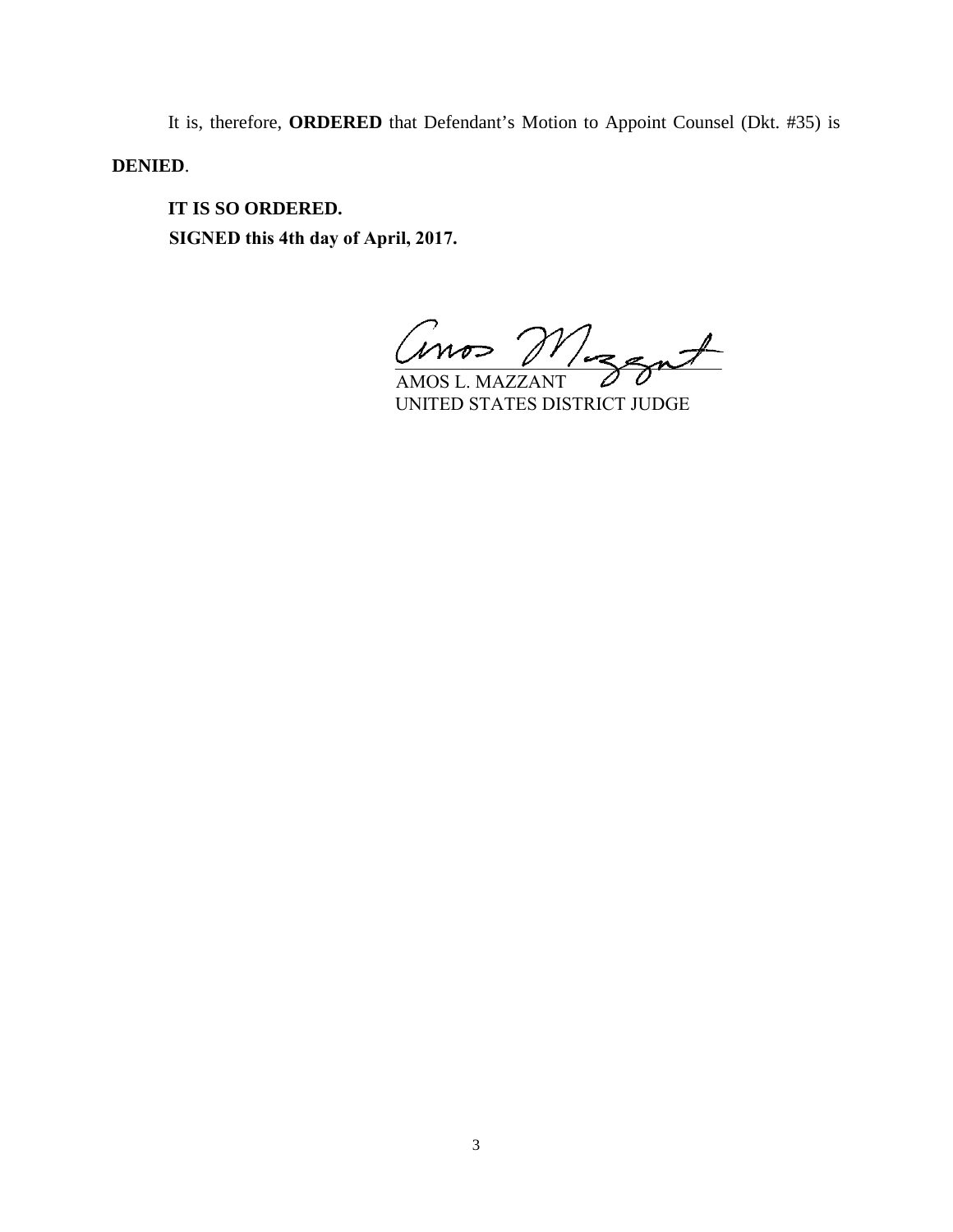It is, therefore, **ORDERED** that Defendant's Motion to Appoint Counsel (Dkt. #35) is **DENIED**.

**IT IS SO ORDERED.**

**SIGNED this 4th day of April, 2017.**

AMOS L. MAZZANT
UNITED STATES DISTRICT JUDGE